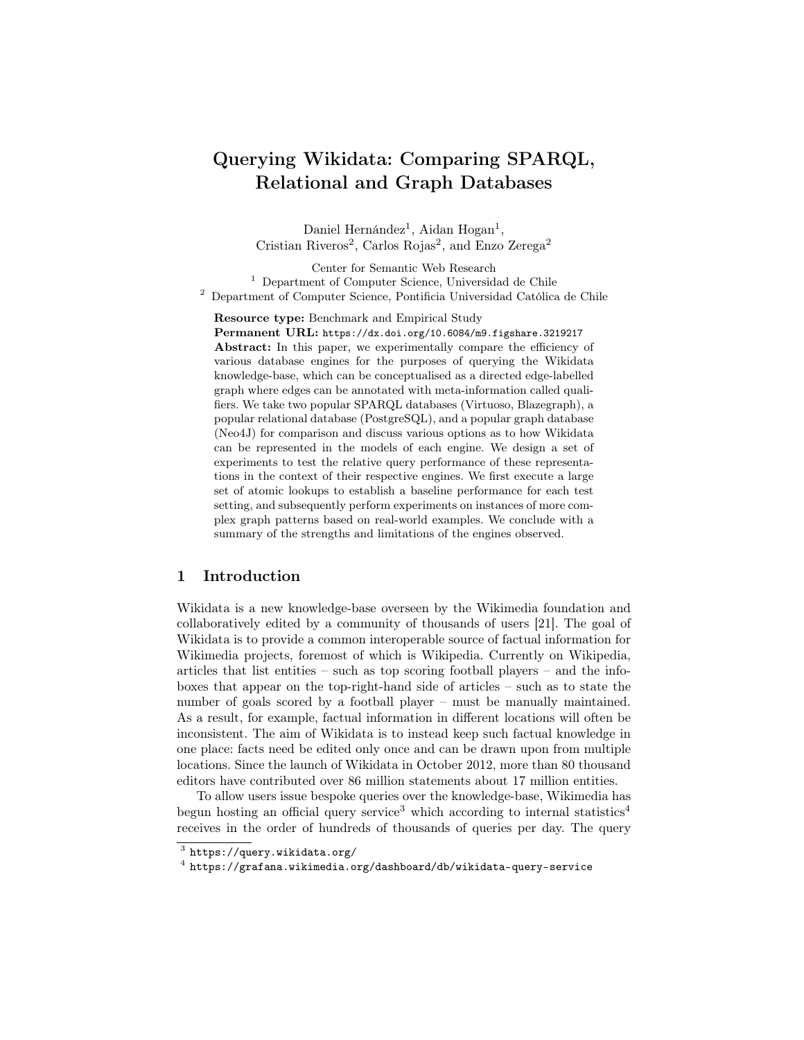# Querying Wikidata: Comparing SPARQL, Relational and Graph Databases

Daniel Hernández[1], Aidan Hogan[1], Cristian Riveros[2], Carlos Rojas[2], and Enzo Zerega[2]

Center for Semantic Web Research
[1] Department of Computer Science, Universidad de Chile
[2] Department of Computer Science, Pontificia Universidad Católica de Chile

**Resource type:** Benchmark and Empirical Study
**Permanent URL:** `https://dx.doi.org/10.6084/m9.figshare.3219217`
**Abstract:** In this paper, we experimentally compare the efficiency of various database engines for the purposes of querying the Wikidata knowledge-base, which can be conceptualised as a directed edge-labelled graph where edges can be annotated with meta-information called qualifiers. We take two popular SPARQL databases (Virtuoso, Blazegraph), a popular relational database (PostgreSQL), and a popular graph database (Neo4J) for comparison and discuss various options as to how Wikidata can be represented in the models of each engine. We design a set of experiments to test the relative query performance of these representations in the context of their respective engines. We first execute a large set of atomic lookups to establish a baseline performance for each test setting, and subsequently perform experiments on instances of more complex graph patterns based on real-world examples. We conclude with a summary of the strengths and limitations of the engines observed.

## 1 Introduction

Wikidata is a new knowledge-base overseen by the Wikimedia foundation and collaboratively edited by a community of thousands of users [21]. The goal of Wikidata is to provide a common interoperable source of factual information for Wikimedia projects, foremost of which is Wikipedia. Currently on Wikipedia, articles that list entities – such as top scoring football players – and the info-boxes that appear on the top-right-hand side of articles – such as to state the number of goals scored by a football player – must be manually maintained. As a result, for example, factual information in different locations will often be inconsistent. The aim of Wikidata is to instead keep such factual knowledge in one place: facts need be edited only once and can be drawn upon from multiple locations. Since the launch of Wikidata in October 2012, more than 80 thousand editors have contributed over 86 million statements about 17 million entities.

To allow users issue bespoke queries over the knowledge-base, Wikimedia has begun hosting an official query service[3] which according to internal statistics[4] receives in the order of hundreds of thousands of queries per day. The query

[3] `https://query.wikidata.org/`
[4] `https://grafana.wikimedia.org/dashboard/db/wikidata-query-service`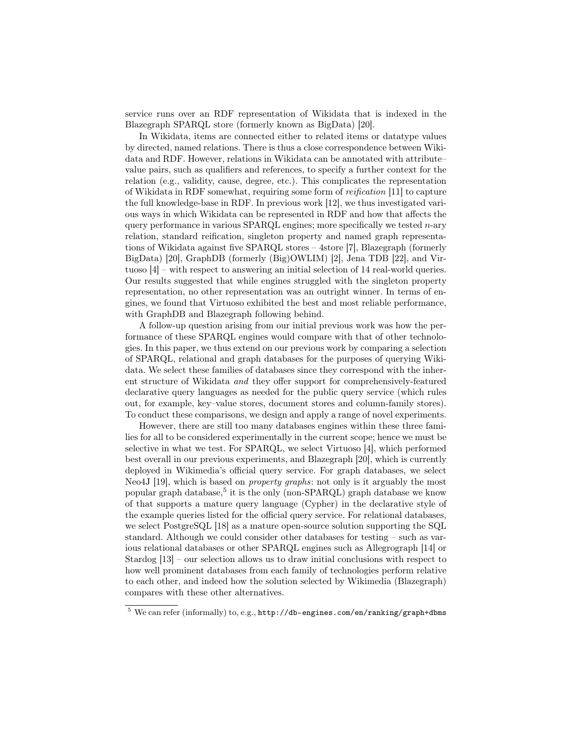service runs over an RDF representation of Wikidata that is indexed in the Blazegraph SPARQL store (formerly known as BigData) [20].

In Wikidata, items are connected either to related items or datatype values by directed, named relations. There is thus a close correspondence between Wikidata and RDF. However, relations in Wikidata can be annotated with attribute–value pairs, such as qualifiers and references, to specify a further context for the relation (e.g., validity, cause, degree, etc.). This complicates the representation of Wikidata in RDF somewhat, requiring some form of *reification* [11] to capture the full knowledge-base in RDF. In previous work [12], we thus investigated various ways in which Wikidata can be represented in RDF and how that affects the query performance in various SPARQL engines; more specifically we tested $n$-ary relation, standard reification, singleton property and named graph representations of Wikidata against five SPARQL stores – 4store [7], Blazegraph (formerly BigData) [20], GraphDB (formerly (Big)OWLIM) [2], Jena TDB [22], and Virtuoso [4] – with respect to answering an initial selection of 14 real-world queries. Our results suggested that while engines struggled with the singleton property representation, no other representation was an outright winner. In terms of engines, we found that Virtuoso exhibited the best and most reliable performance, with GraphDB and Blazegraph following behind.

A follow-up question arising from our initial previous work was how the performance of these SPARQL engines would compare with that of other technologies. In this paper, we thus extend on our previous work by comparing a selection of SPARQL, relational and graph databases for the purposes of querying Wikidata. We select these families of databases since they correspond with the inherent structure of Wikidata *and* they offer support for comprehensively-featured declarative query languages as needed for the public query service (which rules out, for example, key–value stores, document stores and column-family stores). To conduct these comparisons, we design and apply a range of novel experiments.

However, there are still too many databases engines within these three families for all to be considered experimentally in the current scope; hence we must be selective in what we test. For SPARQL, we select Virtuoso [4], which performed best overall in our previous experiments, and Blazegraph [20], which is currently deployed in Wikimedia's official query service. For graph databases, we select Neo4J [19], which is based on *property graphs*: not only is it arguably the most popular graph database,[5] it is the only (non-SPARQL) graph database we know of that supports a mature query language (Cypher) in the declarative style of the example queries listed for the official query service. For relational databases, we select PostgreSQL [18] as a mature open-source solution supporting the SQL standard. Although we could consider other databases for testing – such as various relational databases or other SPARQL engines such as Allegrograph [14] or Stardog [13] – our selection allows us to draw initial conclusions with respect to how well prominent databases from each family of technologies perform relative to each other, and indeed how the solution selected by Wikimedia (Blazegraph) compares with these other alternatives.

[5] We can refer (informally) to, e.g., `http://db-engines.com/en/ranking/graph+dbms`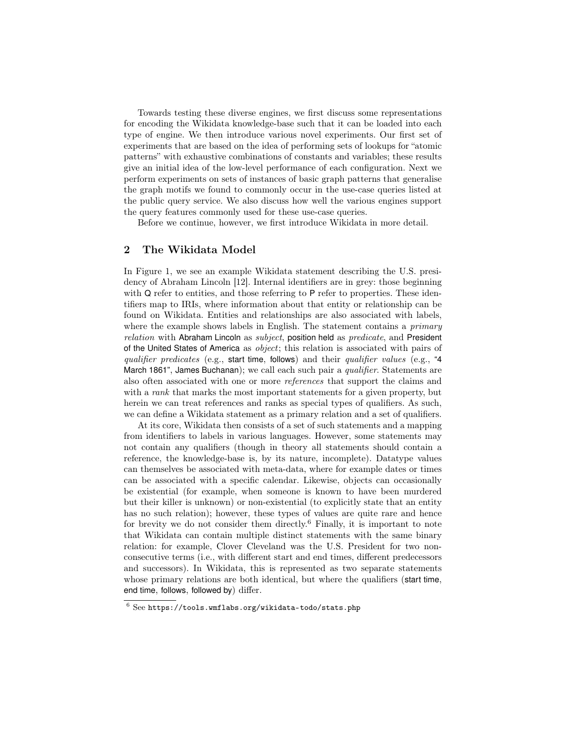Towards testing these diverse engines, we first discuss some representations for encoding the Wikidata knowledge-base such that it can be loaded into each type of engine. We then introduce various novel experiments. Our first set of experiments that are based on the idea of performing sets of lookups for "atomic patterns" with exhaustive combinations of constants and variables; these results give an initial idea of the low-level performance of each configuration. Next we perform experiments on sets of instances of basic graph patterns that generalise the graph motifs we found to commonly occur in the use-case queries listed at the public query service. We also discuss how well the various engines support the query features commonly used for these use-case queries.

Before we continue, however, we first introduce Wikidata in more detail.

## 2 The Wikidata Model

In Figure 1, we see an example Wikidata statement describing the U.S. presidency of Abraham Lincoln [12]. Internal identifiers are in grey: those beginning with Q refer to entities, and those referring to P refer to properties. These identifiers map to IRIs, where information about that entity or relationship can be found on Wikidata. Entities and relationships are also associated with labels, where the example shows labels in English. The statement contains a *primary relation* with Abraham Lincoln as *subject*, position held as *predicate*, and President of the United States of America as *object*; this relation is associated with pairs of *qualifier predicates* (e.g., start time, follows) and their *qualifier values* (e.g., "4 March 1861", James Buchanan); we call each such pair a *qualifier*. Statements are also often associated with one or more *references* that support the claims and with a *rank* that marks the most important statements for a given property, but herein we can treat references and ranks as special types of qualifiers. As such, we can define a Wikidata statement as a primary relation and a set of qualifiers.

At its core, Wikidata then consists of a set of such statements and a mapping from identifiers to labels in various languages. However, some statements may not contain any qualifiers (though in theory all statements should contain a reference, the knowledge-base is, by its nature, incomplete). Datatype values can themselves be associated with meta-data, where for example dates or times can be associated with a specific calendar. Likewise, objects can occasionally be existential (for example, when someone is known to have been murdered but their killer is unknown) or non-existential (to explicitly state that an entity has no such relation); however, these types of values are quite rare and hence for brevity we do not consider them directly.[6] Finally, it is important to note that Wikidata can contain multiple distinct statements with the same binary relation: for example, Clover Cleveland was the U.S. President for two non-consecutive terms (i.e., with different start and end times, different predecessors and successors). In Wikidata, this is represented as two separate statements whose primary relations are both identical, but where the qualifiers (start time, end time, follows, followed by) differ.

[6] See https://tools.wmflabs.org/wikidata-todo/stats.php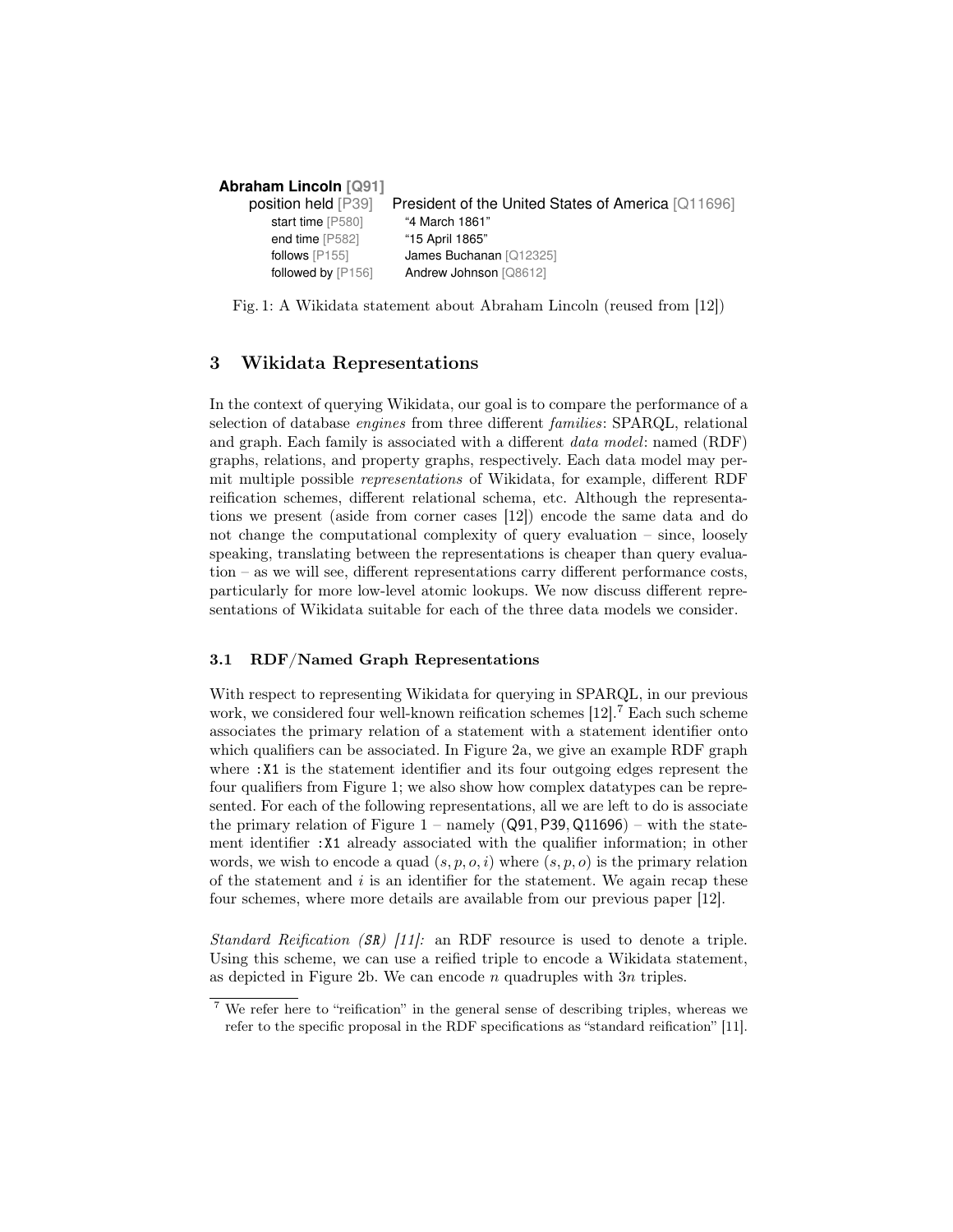**Abraham Lincoln [Q91]**

| | |
|---|---|
| position held [P39] | President of the United States of America [Q11696] |
| start time [P580] | "4 March 1861" |
| end time [P582] | "15 April 1865" |
| follows [P155] | James Buchanan [Q12325] |
| followed by [P156] | Andrew Johnson [Q8612] |

Fig. 1: A Wikidata statement about Abraham Lincoln (reused from [12])

## 3 Wikidata Representations

In the context of querying Wikidata, our goal is to compare the performance of a selection of database *engines* from three different *families*: SPARQL, relational and graph. Each family is associated with a different *data model*: named (RDF) graphs, relations, and property graphs, respectively. Each data model may permit multiple possible *representations* of Wikidata, for example, different RDF reification schemes, different relational schema, etc. Although the representations we present (aside from corner cases [12]) encode the same data and do not change the computational complexity of query evaluation – since, loosely speaking, translating between the representations is cheaper than query evaluation – as we will see, different representations carry different performance costs, particularly for more low-level atomic lookups. We now discuss different representations of Wikidata suitable for each of the three data models we consider.

### 3.1 RDF/Named Graph Representations

With respect to representing Wikidata for querying in SPARQL, in our previous work, we considered four well-known reification schemes [12].[7] Each such scheme associates the primary relation of a statement with a statement identifier onto which qualifiers can be associated. In Figure 2a, we give an example RDF graph where `:X1` is the statement identifier and its four outgoing edges represent the four qualifiers from Figure 1; we also show how complex datatypes can be represented. For each of the following representations, all we are left to do is associate the primary relation of Figure 1 – namely (Q91, P39, Q11696) – with the statement identifier `:X1` already associated with the qualifier information; in other words, we wish to encode a quad $(s, p, o, i)$ where $(s, p, o)$ is the primary relation of the statement and $i$ is an identifier for the statement. We again recap these four schemes, where more details are available from our previous paper [12].

*Standard Reification (SR) [11]:* an RDF resource is used to denote a triple. Using this scheme, we can use a reified triple to encode a Wikidata statement, as depicted in Figure 2b. We can encode $n$ quadruples with $3n$ triples.

[7] We refer here to "reification" in the general sense of describing triples, whereas we refer to the specific proposal in the RDF specifications as "standard reification" [11].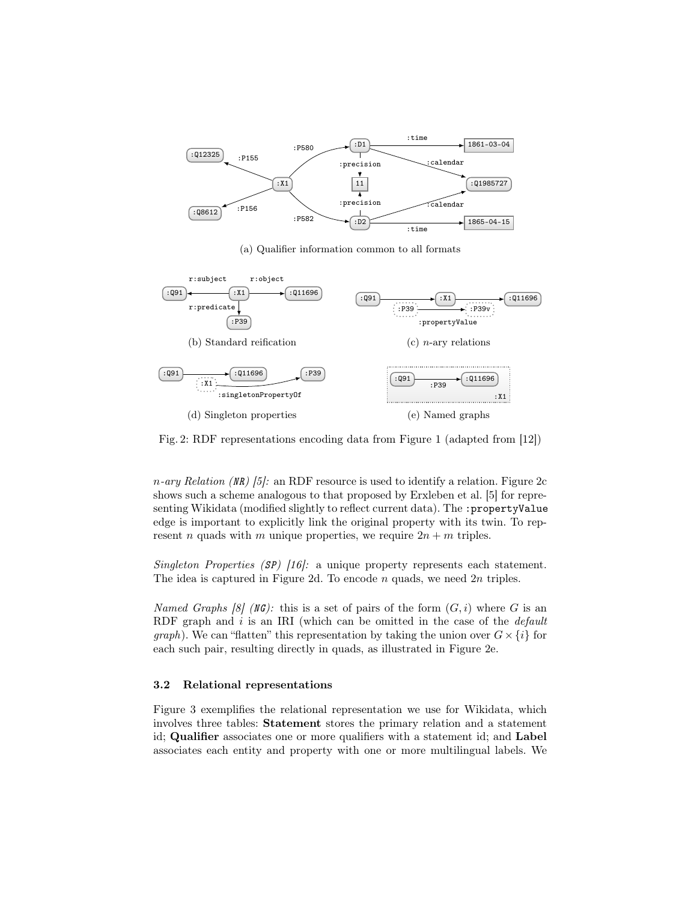(a) Qualifier information common to all formats

(b) Standard reification

(c) $n$-ary relations

(d) Singleton properties

(e) Named graphs

Fig. 2: RDF representations encoding data from Figure 1 (adapted from [12])

*n-ary Relation (NR) [5]:* an RDF resource is used to identify a relation. Figure 2c shows such a scheme analogous to that proposed by Erxleben et al. [5] for representing Wikidata (modified slightly to reflect current data). The `:propertyValue` edge is important to explicitly link the original property with its twin. To represent $n$ quads with $m$ unique properties, we require $2n + m$ triples.

*Singleton Properties (SP) [16]:* a unique property represents each statement. The idea is captured in Figure 2d. To encode $n$ quads, we need $2n$ triples.

*Named Graphs [8] (NG):* this is a set of pairs of the form $(G, i)$ where $G$ is an RDF graph and $i$ is an IRI (which can be omitted in the case of the *default graph*). We can "flatten" this representation by taking the union over $G \times \{i\}$ for each such pair, resulting directly in quads, as illustrated in Figure 2e.

### 3.2 Relational representations

Figure 3 exemplifies the relational representation we use for Wikidata, which involves three tables: **Statement** stores the primary relation and a statement id; **Qualifier** associates one or more qualifiers with a statement id; and **Label** associates each entity and property with one or more multilingual labels. We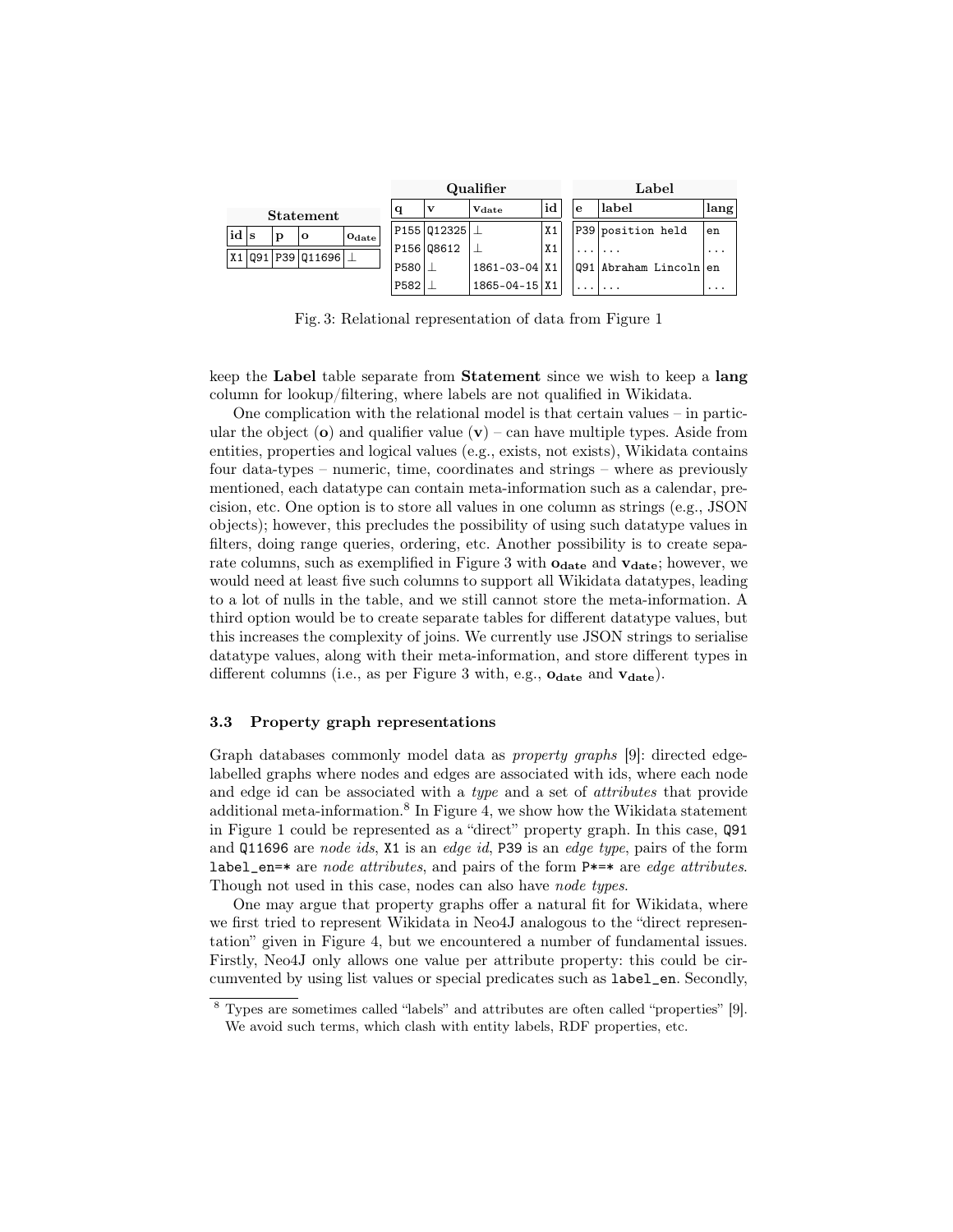**Statement**

| id | s | p | o | $o_{date}$ |
|---|---|---|---|---|
| X1 | Q91 | P39 | Q11696 | ⊥ |

**Qualifier**

| q | v | $v_{date}$ | id |
|---|---|---|---|
| P155 | Q12325 | ⊥ | X1 |
| P156 | Q8612 | ⊥ | X1 |
| P580 | ⊥ | 1861-03-04 | X1 |
| P582 | ⊥ | 1865-04-15 | X1 |

**Label**

| e | label | lang |
|---|---|---|
| P39 | position held | en |
| ... | ... | ... |
| Q91 | Abraham Lincoln | en |
| ... | ... | ... |

Fig. 3: Relational representation of data from Figure 1

keep the **Label** table separate from **Statement** since we wish to keep a **lang** column for lookup/filtering, where labels are not qualified in Wikidata.

One complication with the relational model is that certain values – in particular the object (**o**) and qualifier value (**v**) – can have multiple types. Aside from entities, properties and logical values (e.g., exists, not exists), Wikidata contains four data-types – numeric, time, coordinates and strings – where as previously mentioned, each datatype can contain meta-information such as a calendar, precision, etc. One option is to store all values in one column as strings (e.g., JSON objects); however, this precludes the possibility of using such datatype values in filters, doing range queries, ordering, etc. Another possibility is to create separate columns, such as exemplified in Figure 3 with $\mathbf{o_{date}}$ and $\mathbf{v_{date}}$; however, we would need at least five such columns to support all Wikidata datatypes, leading to a lot of nulls in the table, and we still cannot store the meta-information. A third option would be to create separate tables for different datatype values, but this increases the complexity of joins. We currently use JSON strings to serialise datatype values, along with their meta-information, and store different types in different columns (i.e., as per Figure 3 with, e.g., $\mathbf{o_{date}}$ and $\mathbf{v_{date}}$).

### 3.3 Property graph representations

Graph databases commonly model data as *property graphs* [9]: directed edge-labelled graphs where nodes and edges are associated with ids, where each node and edge id can be associated with a *type* and a set of *attributes* that provide additional meta-information.[8] In Figure 4, we show how the Wikidata statement in Figure 1 could be represented as a "direct" property graph. In this case, Q91 and Q11696 are *node ids*, X1 is an *edge id*, P39 is an *edge type*, pairs of the form label_en=* are *node attributes*, and pairs of the form P*=* are *edge attributes*. Though not used in this case, nodes can also have *node types*.

One may argue that property graphs offer a natural fit for Wikidata, where we first tried to represent Wikidata in Neo4J analogous to the "direct representation" given in Figure 4, but we encountered a number of fundamental issues. Firstly, Neo4J only allows one value per attribute property: this could be circumvented by using list values or special predicates such as label_en. Secondly,

[8] Types are sometimes called "labels" and attributes are often called "properties" [9]. We avoid such terms, which clash with entity labels, RDF properties, etc.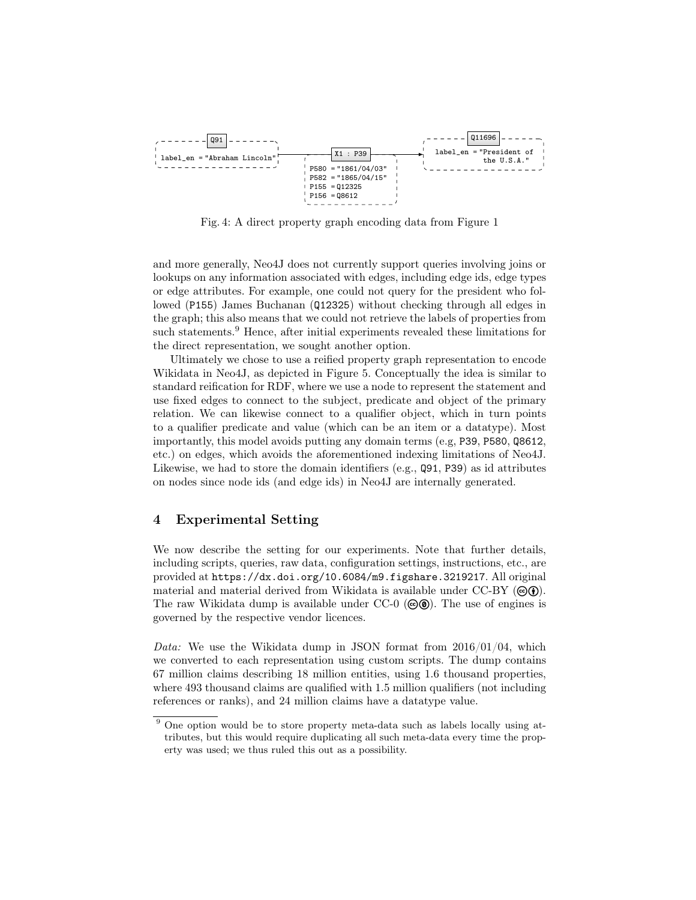Q91

label_en = "Abraham Lincoln"

X1 : P39

P580 = "1861/04/03"
P582 = "1865/04/15"
P155 = Q12325
P156 = Q8612

Q11696

label_en = "President of the U.S.A."

Fig. 4: A direct property graph encoding data from Figure 1

and more generally, Neo4J does not currently support queries involving joins or lookups on any information associated with edges, including edge ids, edge types or edge attributes. For example, one could not query for the president who followed (P155) James Buchanan (Q12325) without checking through all edges in the graph; this also means that we could not retrieve the labels of properties from such statements.[9] Hence, after initial experiments revealed these limitations for the direct representation, we sought another option.

Ultimately we chose to use a reified property graph representation to encode Wikidata in Neo4J, as depicted in Figure 5. Conceptually the idea is similar to standard reification for RDF, where we use a node to represent the statement and use fixed edges to connect to the subject, predicate and object of the primary relation. We can likewise connect to a qualifier object, which in turn points to a qualifier predicate and value (which can be an item or a datatype). Most importantly, this model avoids putting any domain terms (e.g, P39, P580, Q8612, etc.) on edges, which avoids the aforementioned indexing limitations of Neo4J. Likewise, we had to store the domain identifiers (e.g., Q91, P39) as id attributes on nodes since node ids (and edge ids) in Neo4J are internally generated.

## 4 Experimental Setting

We now describe the setting for our experiments. Note that further details, including scripts, queries, raw data, configuration settings, instructions, etc., are provided at https://dx.doi.org/10.6084/m9.figshare.3219217. All original material and material derived from Wikidata is available under CC-BY (🅭🅯). The raw Wikidata dump is available under CC-0 (🅭🄍). The use of engines is governed by the respective vendor licences.

*Data:* We use the Wikidata dump in JSON format from 2016/01/04, which we converted to each representation using custom scripts. The dump contains 67 million claims describing 18 million entities, using 1.6 thousand properties, where 493 thousand claims are qualified with 1.5 million qualifiers (not including references or ranks), and 24 million claims have a datatype value.

[9] One option would be to store property meta-data such as labels locally using attributes, but this would require duplicating all such meta-data every time the property was used; we thus ruled this out as a possibility.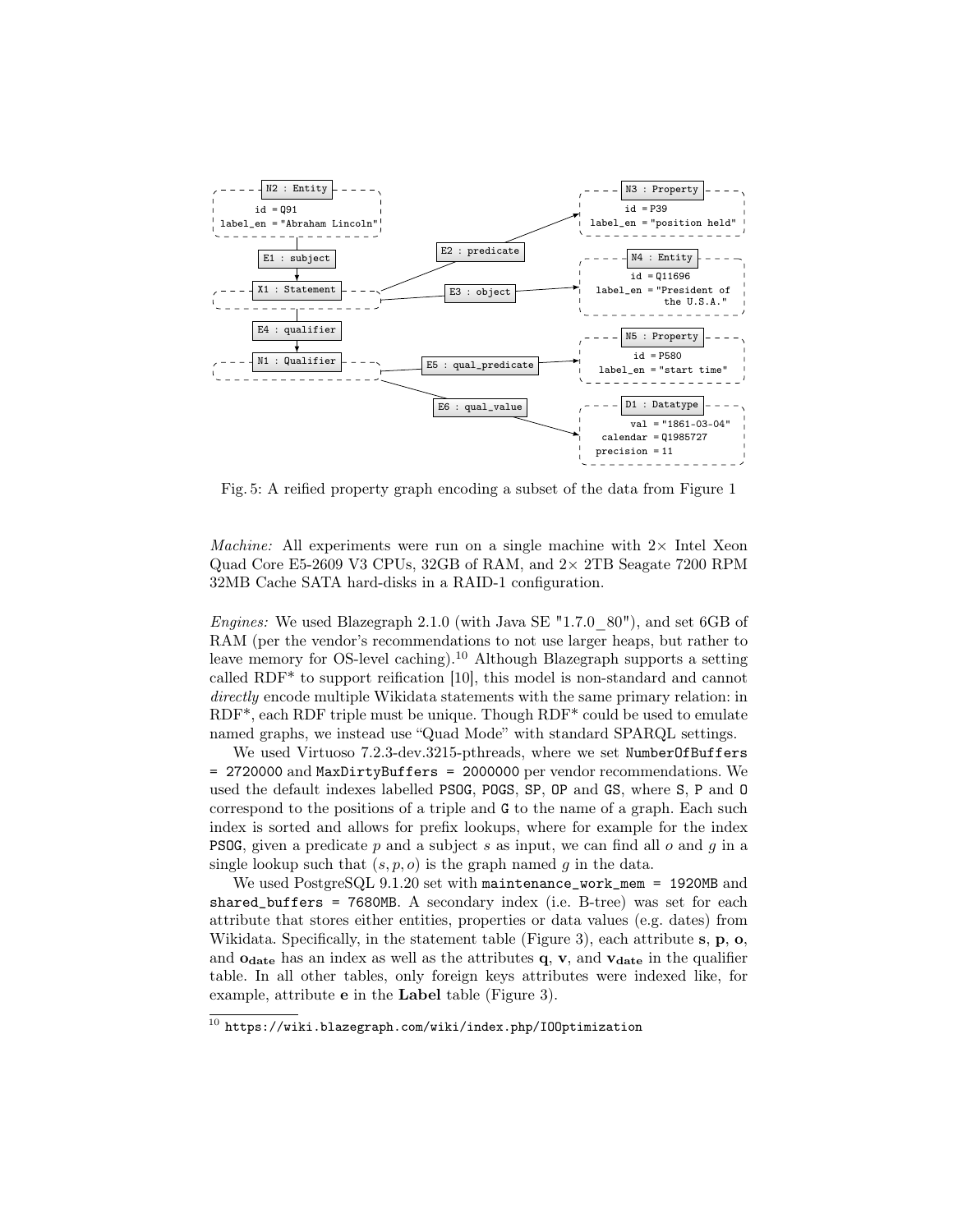Fig. 5: A reified property graph encoding a subset of the data from Figure 1

*Machine:* All experiments were run on a single machine with 2× Intel Xeon Quad Core E5-2609 V3 CPUs, 32GB of RAM, and 2× 2TB Seagate 7200 RPM 32MB Cache SATA hard-disks in a RAID-1 configuration.

*Engines:* We used Blazegraph 2.1.0 (with Java SE "1.7.0_80"), and set 6GB of RAM (per the vendor's recommendations to not use larger heaps, but rather to leave memory for OS-level caching).[10] Although Blazegraph supports a setting called RDF* to support reification [10], this model is non-standard and cannot *directly* encode multiple Wikidata statements with the same primary relation: in RDF*, each RDF triple must be unique. Though RDF* could be used to emulate named graphs, we instead use "Quad Mode" with standard SPARQL settings.

We used Virtuoso 7.2.3-dev.3215-pthreads, where we set `NumberOfBuffers = 2720000` and `MaxDirtyBuffers = 2000000` per vendor recommendations. We used the default indexes labelled `PSOG`, `POGS`, `SP`, `OP` and `GS`, where `S`, `P` and `O` correspond to the positions of a triple and `G` to the name of a graph. Each such index is sorted and allows for prefix lookups, where for example for the index `PSOG`, given a predicate $p$ and a subject $s$ as input, we can find all $o$ and $g$ in a single lookup such that $(s, p, o)$ is the graph named $g$ in the data.

We used PostgreSQL 9.1.20 set with `maintenance_work_mem = 1920MB` and `shared_buffers = 7680MB`. A secondary index (i.e. B-tree) was set for each attribute that stores either entities, properties or data values (e.g. dates) from Wikidata. Specifically, in the statement table (Figure 3), each attribute **s**, **p**, **o**, and $\mathbf{o_{date}}$ has an index as well as the attributes **q**, **v**, and $\mathbf{v_{date}}$ in the qualifier table. In all other tables, only foreign keys attributes were indexed like, for example, attribute **e** in the **Label** table (Figure 3).

[10] https://wiki.blazegraph.com/wiki/index.php/IOOptimization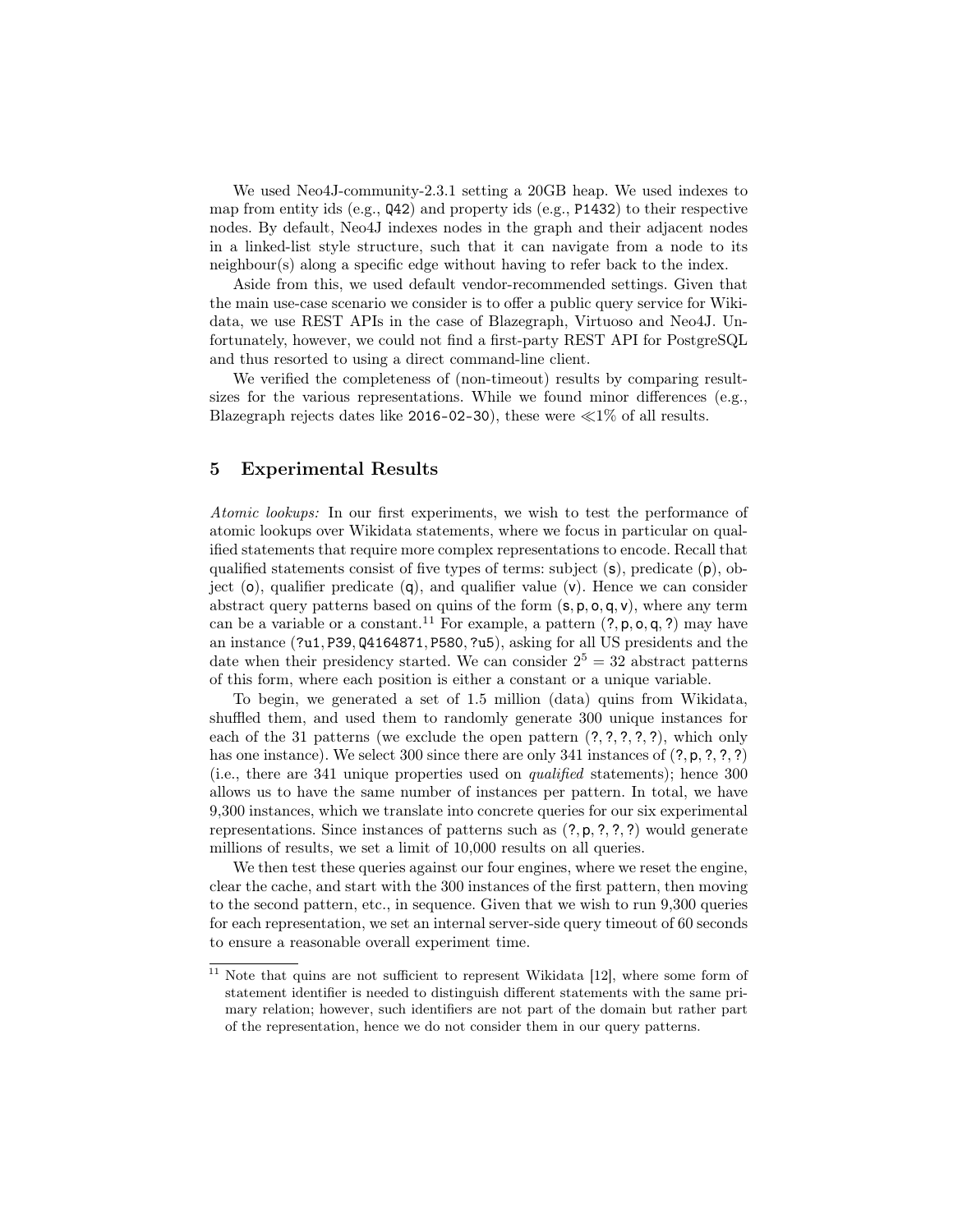We used Neo4J-community-2.3.1 setting a 20GB heap. We used indexes to map from entity ids (e.g., Q42) and property ids (e.g., P1432) to their respective nodes. By default, Neo4J indexes nodes in the graph and their adjacent nodes in a linked-list style structure, such that it can navigate from a node to its neighbour(s) along a specific edge without having to refer back to the index.

Aside from this, we used default vendor-recommended settings. Given that the main use-case scenario we consider is to offer a public query service for Wikidata, we use REST APIs in the case of Blazegraph, Virtuoso and Neo4J. Unfortunately, however, we could not find a first-party REST API for PostgreSQL and thus resorted to using a direct command-line client.

We verified the completeness of (non-timeout) results by comparing result-sizes for the various representations. While we found minor differences (e.g., Blazegraph rejects dates like 2016-02-30), these were $\ll$1% of all results.

## 5 Experimental Results

*Atomic lookups:* In our first experiments, we wish to test the performance of atomic lookups over Wikidata statements, where we focus in particular on qualified statements that require more complex representations to encode. Recall that qualified statements consist of five types of terms: subject (s), predicate (p), object (o), qualifier predicate (q), and qualifier value (v). Hence we can consider abstract query patterns based on quins of the form (s, p, o, q, v), where any term can be a variable or a constant.[11] For example, a pattern (?, p, o, q, ?) may have an instance (?u1, P39, Q4164871, P580, ?u5), asking for all US presidents and the date when their presidency started. We can consider $2^5 = 32$ abstract patterns of this form, where each position is either a constant or a unique variable.

To begin, we generated a set of 1.5 million (data) quins from Wikidata, shuffled them, and used them to randomly generate 300 unique instances for each of the 31 patterns (we exclude the open pattern (?, ?, ?, ?, ?), which only has one instance). We select 300 since there are only 341 instances of (?, p, ?, ?, ?) (i.e., there are 341 unique properties used on *qualified* statements); hence 300 allows us to have the same number of instances per pattern. In total, we have 9,300 instances, which we translate into concrete queries for our six experimental representations. Since instances of patterns such as (?, p, ?, ?, ?) would generate millions of results, we set a limit of 10,000 results on all queries.

We then test these queries against our four engines, where we reset the engine, clear the cache, and start with the 300 instances of the first pattern, then moving to the second pattern, etc., in sequence. Given that we wish to run 9,300 queries for each representation, we set an internal server-side query timeout of 60 seconds to ensure a reasonable overall experiment time.

[11] Note that quins are not sufficient to represent Wikidata [12], where some form of statement identifier is needed to distinguish different statements with the same primary relation; however, such identifiers are not part of the domain but rather part of the representation, hence we do not consider them in our query patterns.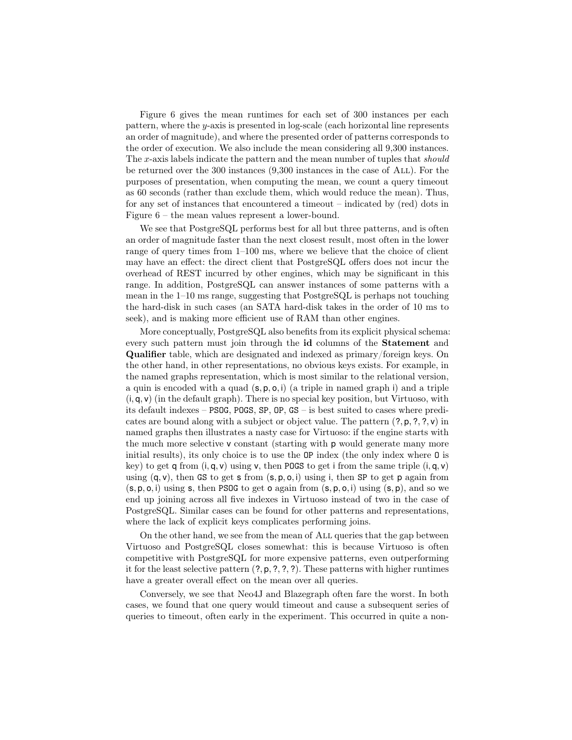Figure 6 gives the mean runtimes for each set of 300 instances per each pattern, where the $y$-axis is presented in log-scale (each horizontal line represents an order of magnitude), and where the presented order of patterns corresponds to the order of execution. We also include the mean considering all 9,300 instances. The $x$-axis labels indicate the pattern and the mean number of tuples that *should* be returned over the 300 instances (9,300 instances in the case of ALL). For the purposes of presentation, when computing the mean, we count a query timeout as 60 seconds (rather than exclude them, which would reduce the mean). Thus, for any set of instances that encountered a timeout – indicated by (red) dots in Figure 6 – the mean values represent a lower-bound.

We see that PostgreSQL performs best for all but three patterns, and is often an order of magnitude faster than the next closest result, most often in the lower range of query times from 1–100 ms, where we believe that the choice of client may have an effect: the direct client that PostgreSQL offers does not incur the overhead of REST incurred by other engines, which may be significant in this range. In addition, PostgreSQL can answer instances of some patterns with a mean in the 1–10 ms range, suggesting that PostgreSQL is perhaps not touching the hard-disk in such cases (an SATA hard-disk takes in the order of 10 ms to seek), and is making more efficient use of RAM than other engines.

More conceptually, PostgreSQL also benefits from its explicit physical schema: every such pattern must join through the **id** columns of the **Statement** and **Qualifier** table, which are designated and indexed as primary/foreign keys. On the other hand, in other representations, no obvious keys exists. For example, in the named graphs representation, which is most similar to the relational version, a quin is encoded with a quad $(s, p, o, i)$ (a triple in named graph $i$) and a triple $(i, q, v)$ (in the default graph). There is no special key position, but Virtuoso, with its default indexes – PSOG, POGS, SP, OP, GS – is best suited to cases where predicates are bound along with a subject or object value. The pattern $(?, p, ?, ?, v)$ in named graphs then illustrates a nasty case for Virtuoso: if the engine starts with the much more selective $v$ constant (starting with $p$ would generate many more initial results), its only choice is to use the OP index (the only index where O is key) to get $q$ from $(i, q, v)$ using $v$, then POGS to get $i$ from the same triple $(i, q, v)$ using $(q, v)$, then GS to get $s$ from $(s, p, o, i)$ using $i$, then SP to get $p$ again from $(s, p, o, i)$ using $s$, then PSOG to get $o$ again from $(s, p, o, i)$ using $(s, p)$, and so we end up joining across all five indexes in Virtuoso instead of two in the case of PostgreSQL. Similar cases can be found for other patterns and representations, where the lack of explicit keys complicates performing joins.

On the other hand, we see from the mean of ALL queries that the gap between Virtuoso and PostgreSQL closes somewhat: this is because Virtuoso is often competitive with PostgreSQL for more expensive patterns, even outperforming it for the least selective pattern $(?, p, ?, ?, ?)$. These patterns with higher runtimes have a greater overall effect on the mean over all queries.

Conversely, we see that Neo4J and Blazegraph often fare the worst. In both cases, we found that one query would timeout and cause a subsequent series of queries to timeout, often early in the experiment. This occurred in quite a non-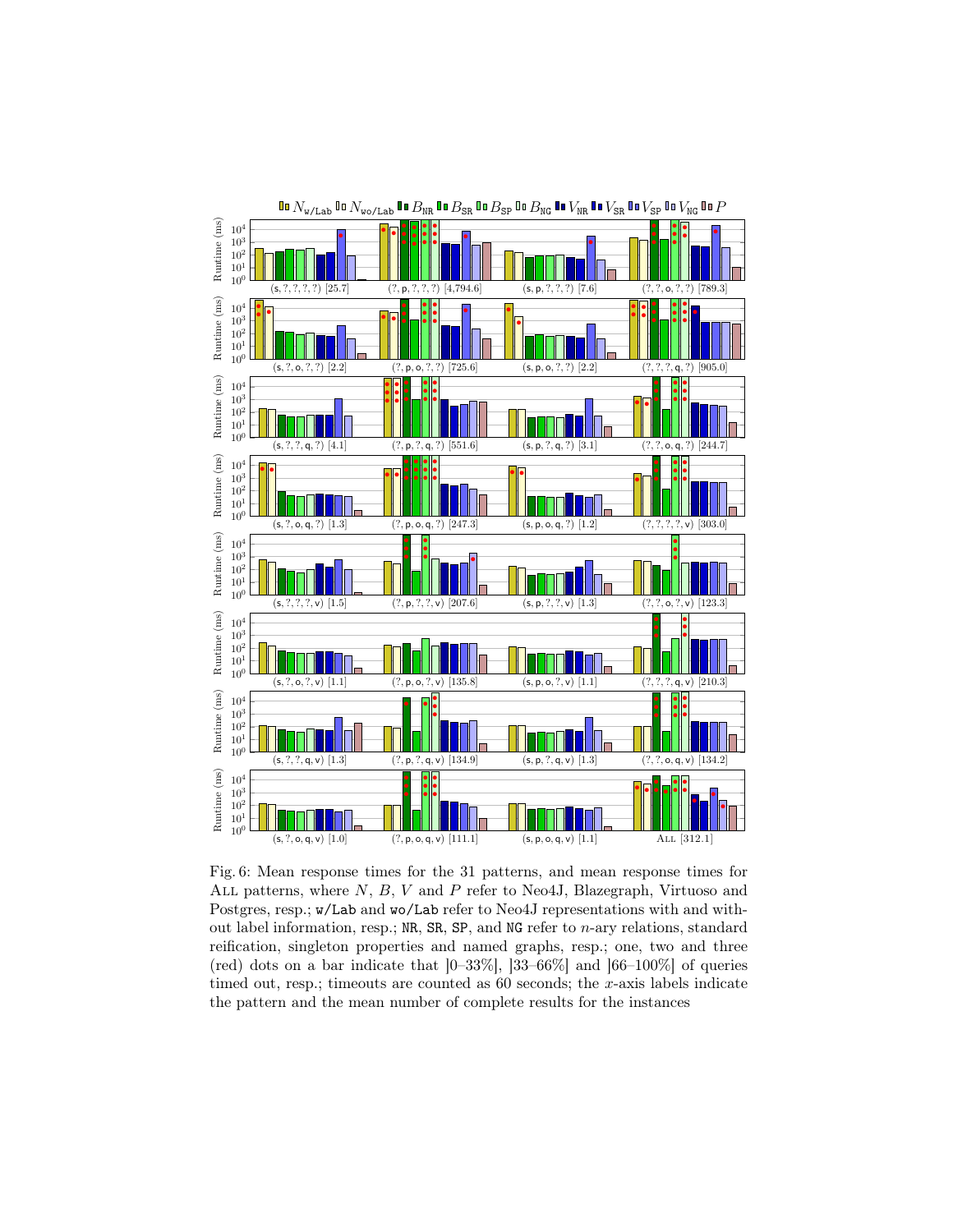Fig. 6: Mean response times for the 31 patterns, and mean response times for All patterns, where $N$, $B$, $V$ and $P$ refer to Neo4J, Blazegraph, Virtuoso and Postgres, resp.; w/Lab and wo/Lab refer to Neo4J representations with and without label information, resp.; NR, SR, SP, and NG refer to $n$-ary relations, standard reification, singleton properties and named graphs, resp.; one, two and three (red) dots on a bar indicate that ]0–33%], ]33–66%] and ]66–100%] of queries timed out, resp.; timeouts are counted as 60 seconds; the $x$-axis labels indicate the pattern and the mean number of complete results for the instances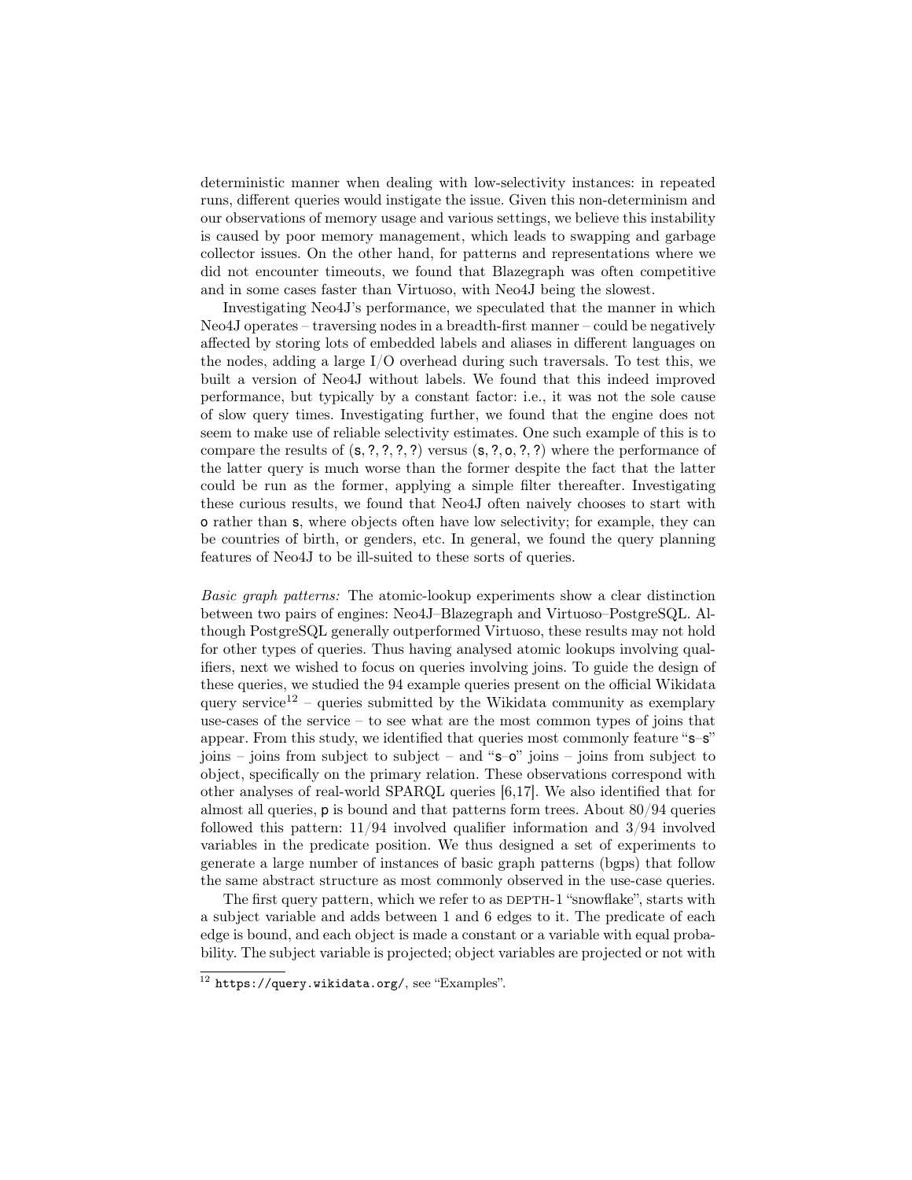deterministic manner when dealing with low-selectivity instances: in repeated runs, different queries would instigate the issue. Given this non-determinism and our observations of memory usage and various settings, we believe this instability is caused by poor memory management, which leads to swapping and garbage collector issues. On the other hand, for patterns and representations where we did not encounter timeouts, we found that Blazegraph was often competitive and in some cases faster than Virtuoso, with Neo4J being the slowest.

Investigating Neo4J's performance, we speculated that the manner in which Neo4J operates – traversing nodes in a breadth-first manner – could be negatively affected by storing lots of embedded labels and aliases in different languages on the nodes, adding a large I/O overhead during such traversals. To test this, we built a version of Neo4J without labels. We found that this indeed improved performance, but typically by a constant factor: i.e., it was not the sole cause of slow query times. Investigating further, we found that the engine does not seem to make use of reliable selectivity estimates. One such example of this is to compare the results of (s, ?, ?, ?, ?) versus (s, ?, o, ?, ?) where the performance of the latter query is much worse than the former despite the fact that the latter could be run as the former, applying a simple filter thereafter. Investigating these curious results, we found that Neo4J often naively chooses to start with o rather than s, where objects often have low selectivity; for example, they can be countries of birth, or genders, etc. In general, we found the query planning features of Neo4J to be ill-suited to these sorts of queries.

*Basic graph patterns:* The atomic-lookup experiments show a clear distinction between two pairs of engines: Neo4J–Blazegraph and Virtuoso–PostgreSQL. Although PostgreSQL generally outperformed Virtuoso, these results may not hold for other types of queries. Thus having analysed atomic lookups involving qualifiers, next we wished to focus on queries involving joins. To guide the design of these queries, we studied the 94 example queries present on the official Wikidata query service[12] – queries submitted by the Wikidata community as exemplary use-cases of the service – to see what are the most common types of joins that appear. From this study, we identified that queries most commonly feature "s–s" joins – joins from subject to subject – and "s–o" joins – joins from subject to object, specifically on the primary relation. These observations correspond with other analyses of real-world SPARQL queries [6,17]. We also identified that for almost all queries, p is bound and that patterns form trees. About 80/94 queries followed this pattern: 11/94 involved qualifier information and 3/94 involved variables in the predicate position. We thus designed a set of experiments to generate a large number of instances of basic graph patterns (bgps) that follow the same abstract structure as most commonly observed in the use-case queries.

The first query pattern, which we refer to as DEPTH-1 "snowflake", starts with a subject variable and adds between 1 and 6 edges to it. The predicate of each edge is bound, and each object is made a constant or a variable with equal probability. The subject variable is projected; object variables are projected or not with

[12] https://query.wikidata.org/, see "Examples".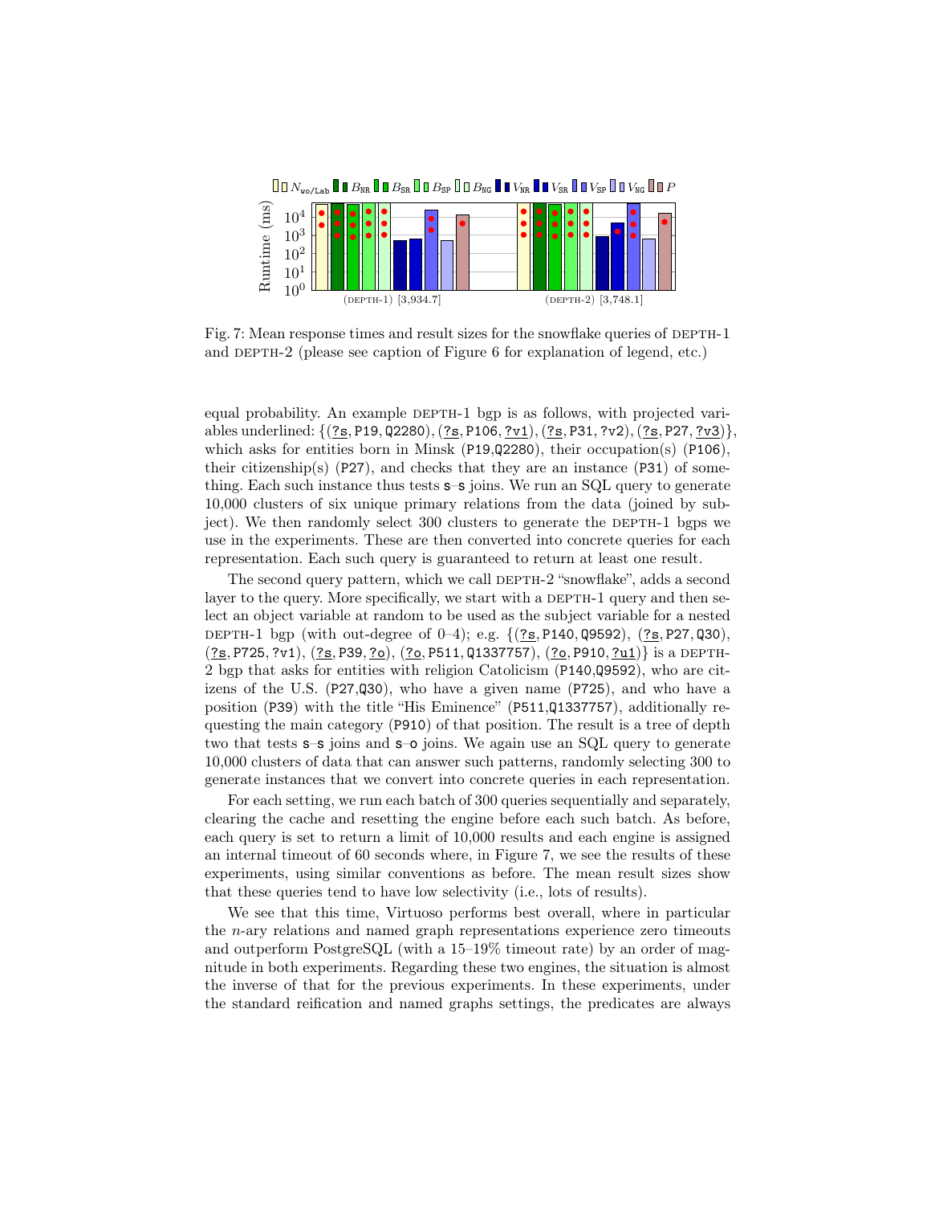Fig. 7: Mean response times and result sizes for the snowflake queries of DEPTH-1 and DEPTH-2 (please see caption of Figure 6 for explanation of legend, etc.)

equal probability. An example DEPTH-1 bgp is as follows, with projected variables underlined: {(?s, P19, Q2280), (?s, P106, ?v1), (?s, P31, ?v2), (?s, P27, ?v3)}, which asks for entities born in Minsk (P19,Q2280), their occupation(s) (P106), their citizenship(s) (P27), and checks that they are an instance (P31) of something. Each such instance thus tests s–s joins. We run an SQL query to generate 10,000 clusters of six unique primary relations from the data (joined by subject). We then randomly select 300 clusters to generate the DEPTH-1 bgps we use in the experiments. These are then converted into concrete queries for each representation. Each such query is guaranteed to return at least one result.

The second query pattern, which we call DEPTH-2 "snowflake", adds a second layer to the query. More specifically, we start with a DEPTH-1 query and then select an object variable at random to be used as the subject variable for a nested DEPTH-1 bgp (with out-degree of 0–4); e.g. {(?s, P140, Q9592), (?s, P27, Q30), (?s, P725, ?v1), (?s, P39, ?o), (?o, P511, Q1337757), (?o, P910, ?u1)} is a DEPTH-2 bgp that asks for entities with religion Catolicism (P140,Q9592), who are citizens of the U.S. (P27,Q30), who have a given name (P725), and who have a position (P39) with the title "His Eminence" (P511,Q1337757), additionally requesting the main category (P910) of that position. The result is a tree of depth two that tests s–s joins and s–o joins. We again use an SQL query to generate 10,000 clusters of data that can answer such patterns, randomly selecting 300 to generate instances that we convert into concrete queries in each representation.

For each setting, we run each batch of 300 queries sequentially and separately, clearing the cache and resetting the engine before each such batch. As before, each query is set to return a limit of 10,000 results and each engine is assigned an internal timeout of 60 seconds where, in Figure 7, we see the results of these experiments, using similar conventions as before. The mean result sizes show that these queries tend to have low selectivity (i.e., lots of results).

We see that this time, Virtuoso performs best overall, where in particular the $n$-ary relations and named graph representations experience zero timeouts and outperform PostgreSQL (with a 15–19% timeout rate) by an order of magnitude in both experiments. Regarding these two engines, the situation is almost the inverse of that for the previous experiments. In these experiments, under the standard reification and named graphs settings, the predicates are always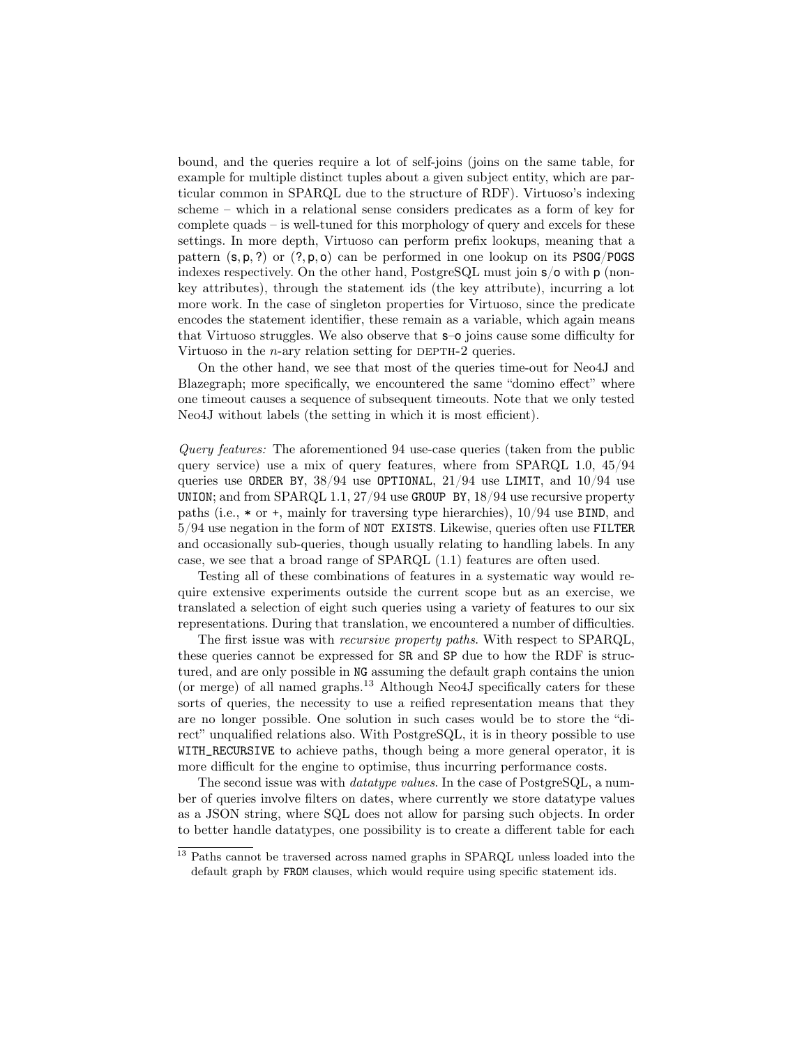bound, and the queries require a lot of self-joins (joins on the same table, for example for multiple distinct tuples about a given subject entity, which are particular common in SPARQL due to the structure of RDF). Virtuoso's indexing scheme – which in a relational sense considers predicates as a form of key for complete quads – is well-tuned for this morphology of query and excels for these settings. In more depth, Virtuoso can perform prefix lookups, meaning that a pattern (`s`, `p`, `?`) or (`?`, `p`, `o`) can be performed in one lookup on its `PSOG`/`POGS` indexes respectively. On the other hand, PostgreSQL must join `s`/`o` with `p` (non-key attributes), through the statement ids (the key attribute), incurring a lot more work. In the case of singleton properties for Virtuoso, since the predicate encodes the statement identifier, these remain as a variable, which again means that Virtuoso struggles. We also observe that `s`–`o` joins cause some difficulty for Virtuoso in the $n$-ary relation setting for DEPTH-2 queries.

On the other hand, we see that most of the queries time-out for Neo4J and Blazegraph; more specifically, we encountered the same "domino effect" where one timeout causes a sequence of subsequent timeouts. Note that we only tested Neo4J without labels (the setting in which it is most efficient).

*Query features:* The aforementioned 94 use-case queries (taken from the public query service) use a mix of query features, where from SPARQL 1.0, 45/94 queries use `ORDER BY`, 38/94 use `OPTIONAL`, 21/94 use `LIMIT`, and 10/94 use `UNION`; and from SPARQL 1.1, 27/94 use `GROUP BY`, 18/94 use recursive property paths (i.e., `*` or `+`, mainly for traversing type hierarchies), 10/94 use `BIND`, and 5/94 use negation in the form of `NOT EXISTS`. Likewise, queries often use `FILTER` and occasionally sub-queries, though usually relating to handling labels. In any case, we see that a broad range of SPARQL (1.1) features are often used.

Testing all of these combinations of features in a systematic way would require extensive experiments outside the current scope but as an exercise, we translated a selection of eight such queries using a variety of features to our six representations. During that translation, we encountered a number of difficulties.

The first issue was with *recursive property paths*. With respect to SPARQL, these queries cannot be expressed for `SR` and `SP` due to how the RDF is structured, and are only possible in `NG` assuming the default graph contains the union (or merge) of all named graphs.[13] Although Neo4J specifically caters for these sorts of queries, the necessity to use a reified representation means that they are no longer possible. One solution in such cases would be to store the "direct" unqualified relations also. With PostgreSQL, it is in theory possible to use `WITH_RECURSIVE` to achieve paths, though being a more general operator, it is more difficult for the engine to optimise, thus incurring performance costs.

The second issue was with *datatype values*. In the case of PostgreSQL, a number of queries involve filters on dates, where currently we store datatype values as a JSON string, where SQL does not allow for parsing such objects. In order to better handle datatypes, one possibility is to create a different table for each

---

[13] Paths cannot be traversed across named graphs in SPARQL unless loaded into the default graph by `FROM` clauses, which would require using specific statement ids.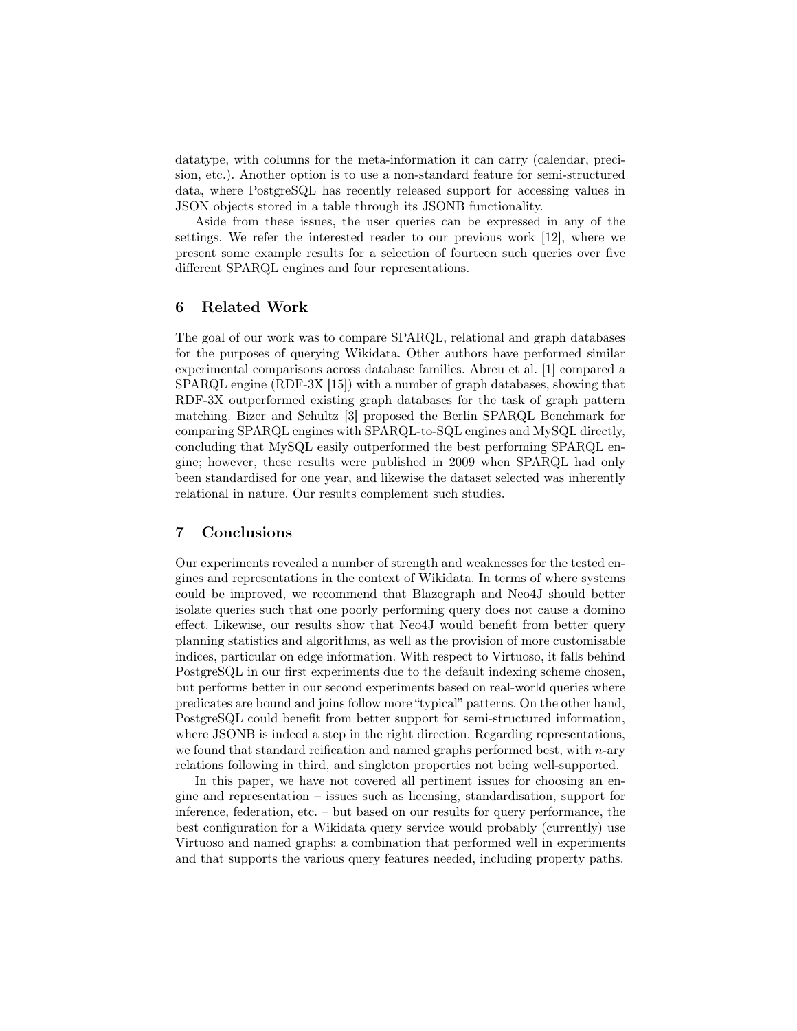datatype, with columns for the meta-information it can carry (calendar, precision, etc.). Another option is to use a non-standard feature for semi-structured data, where PostgreSQL has recently released support for accessing values in JSON objects stored in a table through its JSONB functionality.

Aside from these issues, the user queries can be expressed in any of the settings. We refer the interested reader to our previous work [12], where we present some example results for a selection of fourteen such queries over five different SPARQL engines and four representations.

## 6 Related Work

The goal of our work was to compare SPARQL, relational and graph databases for the purposes of querying Wikidata. Other authors have performed similar experimental comparisons across database families. Abreu et al. [1] compared a SPARQL engine (RDF-3X [15]) with a number of graph databases, showing that RDF-3X outperformed existing graph databases for the task of graph pattern matching. Bizer and Schultz [3] proposed the Berlin SPARQL Benchmark for comparing SPARQL engines with SPARQL-to-SQL engines and MySQL directly, concluding that MySQL easily outperformed the best performing SPARQL engine; however, these results were published in 2009 when SPARQL had only been standardised for one year, and likewise the dataset selected was inherently relational in nature. Our results complement such studies.

## 7 Conclusions

Our experiments revealed a number of strength and weaknesses for the tested engines and representations in the context of Wikidata. In terms of where systems could be improved, we recommend that Blazegraph and Neo4J should better isolate queries such that one poorly performing query does not cause a domino effect. Likewise, our results show that Neo4J would benefit from better query planning statistics and algorithms, as well as the provision of more customisable indices, particular on edge information. With respect to Virtuoso, it falls behind PostgreSQL in our first experiments due to the default indexing scheme chosen, but performs better in our second experiments based on real-world queries where predicates are bound and joins follow more "typical" patterns. On the other hand, PostgreSQL could benefit from better support for semi-structured information, where JSONB is indeed a step in the right direction. Regarding representations, we found that standard reification and named graphs performed best, with $n$-ary relations following in third, and singleton properties not being well-supported.

In this paper, we have not covered all pertinent issues for choosing an engine and representation – issues such as licensing, standardisation, support for inference, federation, etc. – but based on our results for query performance, the best configuration for a Wikidata query service would probably (currently) use Virtuoso and named graphs: a combination that performed well in experiments and that supports the various query features needed, including property paths.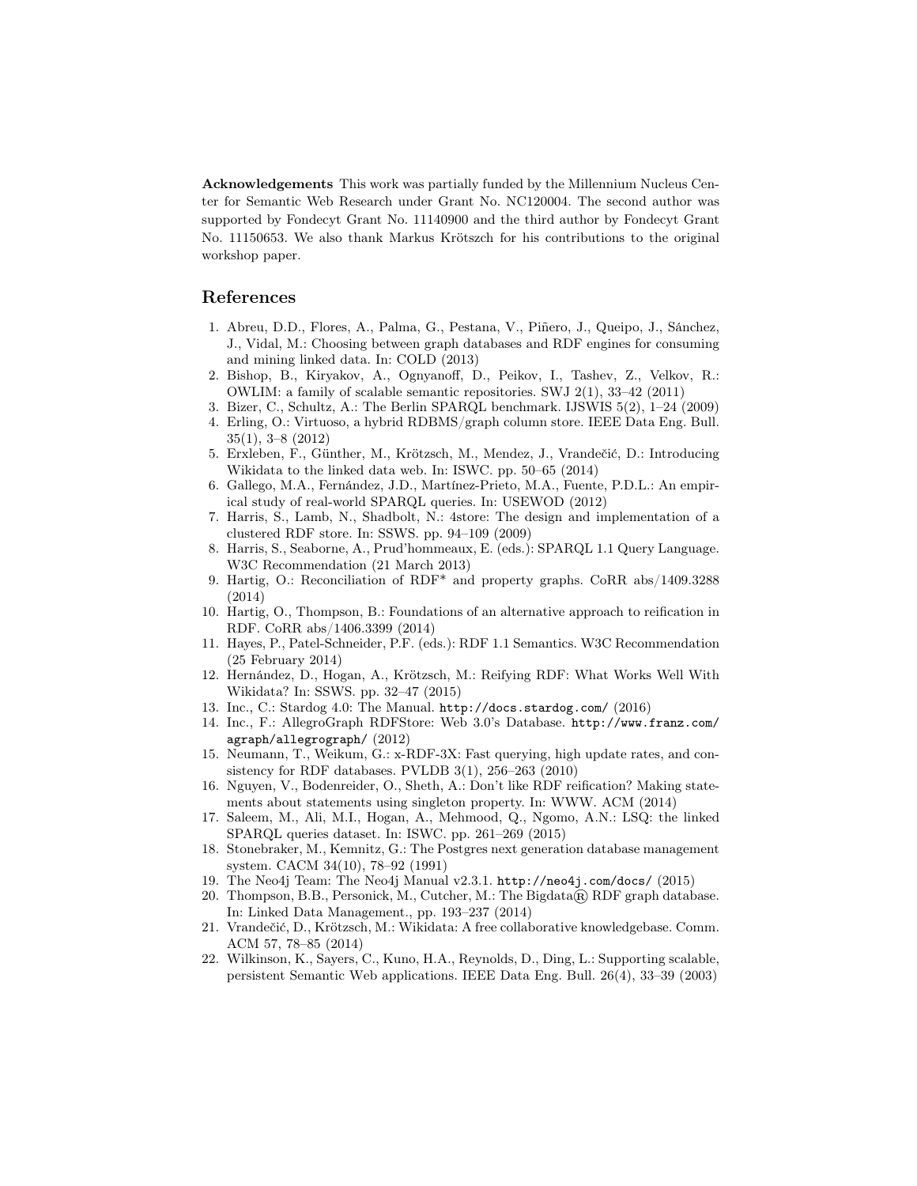**Acknowledgements** This work was partially funded by the Millennium Nucleus Center for Semantic Web Research under Grant No. NC120004. The second author was supported by Fondecyt Grant No. 11140900 and the third author by Fondecyt Grant No. 11150653. We also thank Markus Krötzsch for his contributions to the original workshop paper.

## References

1. Abreu, D.D., Flores, A., Palma, G., Pestana, V., Piñero, J., Queipo, J., Sánchez, J., Vidal, M.: Choosing between graph databases and RDF engines for consuming and mining linked data. In: COLD (2013)
2. Bishop, B., Kiryakov, A., Ognyanoff, D., Peikov, I., Tashev, Z., Velkov, R.: OWLIM: a family of scalable semantic repositories. SWJ 2(1), 33–42 (2011)
3. Bizer, C., Schultz, A.: The Berlin SPARQL benchmark. IJSWIS 5(2), 1–24 (2009)
4. Erling, O.: Virtuoso, a hybrid RDBMS/graph column store. IEEE Data Eng. Bull. 35(1), 3–8 (2012)
5. Erxleben, F., Günther, M., Krötzsch, M., Mendez, J., Vrandečić, D.: Introducing Wikidata to the linked data web. In: ISWC. pp. 50–65 (2014)
6. Gallego, M.A., Fernández, J.D., Martínez-Prieto, M.A., Fuente, P.D.L.: An empirical study of real-world SPARQL queries. In: USEWOD (2012)
7. Harris, S., Lamb, N., Shadbolt, N.: 4store: The design and implementation of a clustered RDF store. In: SSWS. pp. 94–109 (2009)
8. Harris, S., Seaborne, A., Prud'hommeaux, E. (eds.): SPARQL 1.1 Query Language. W3C Recommendation (21 March 2013)
9. Hartig, O.: Reconciliation of RDF* and property graphs. CoRR abs/1409.3288 (2014)
10. Hartig, O., Thompson, B.: Foundations of an alternative approach to reification in RDF. CoRR abs/1406.3399 (2014)
11. Hayes, P., Patel-Schneider, P.F. (eds.): RDF 1.1 Semantics. W3C Recommendation (25 February 2014)
12. Hernández, D., Hogan, A., Krötzsch, M.: Reifying RDF: What Works Well With Wikidata? In: SSWS. pp. 32–47 (2015)
13. Inc., C.: Stardog 4.0: The Manual. `http://docs.stardog.com/` (2016)
14. Inc., F.: AllegroGraph RDFStore: Web 3.0's Database. `http://www.franz.com/agraph/allegrograph/` (2012)
15. Neumann, T., Weikum, G.: x-RDF-3X: Fast querying, high update rates, and consistency for RDF databases. PVLDB 3(1), 256–263 (2010)
16. Nguyen, V., Bodenreider, O., Sheth, A.: Don't like RDF reification? Making statements about statements using singleton property. In: WWW. ACM (2014)
17. Saleem, M., Ali, M.I., Hogan, A., Mehmood, Q., Ngomo, A.N.: LSQ: the linked SPARQL queries dataset. In: ISWC. pp. 261–269 (2015)
18. Stonebraker, M., Kemnitz, G.: The Postgres next generation database management system. CACM 34(10), 78–92 (1991)
19. The Neo4j Team: The Neo4j Manual v2.3.1. `http://neo4j.com/docs/` (2015)
20. Thompson, B.B., Personick, M., Cutcher, M.: The Bigdata® RDF graph database. In: Linked Data Management., pp. 193–237 (2014)
21. Vrandečić, D., Krötzsch, M.: Wikidata: A free collaborative knowledgebase. Comm. ACM 57, 78–85 (2014)
22. Wilkinson, K., Sayers, C., Kuno, H.A., Reynolds, D., Ding, L.: Supporting scalable, persistent Semantic Web applications. IEEE Data Eng. Bull. 26(4), 33–39 (2003)